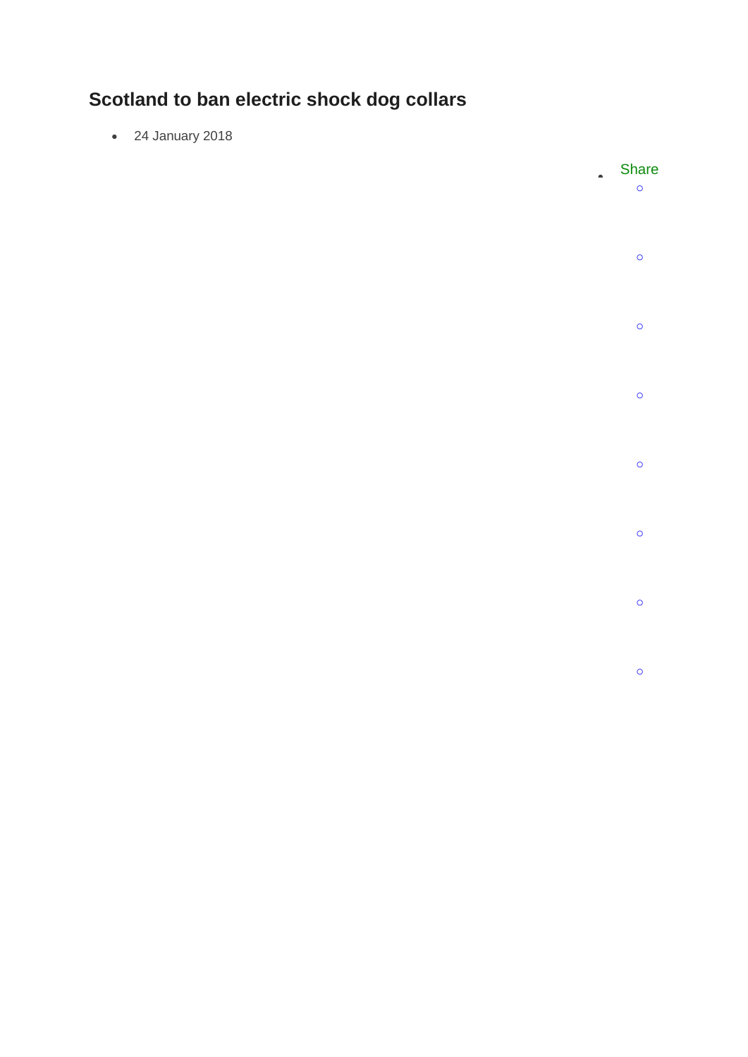# Scotland to ban electric shock dog collars

- 24 January 2018

- Share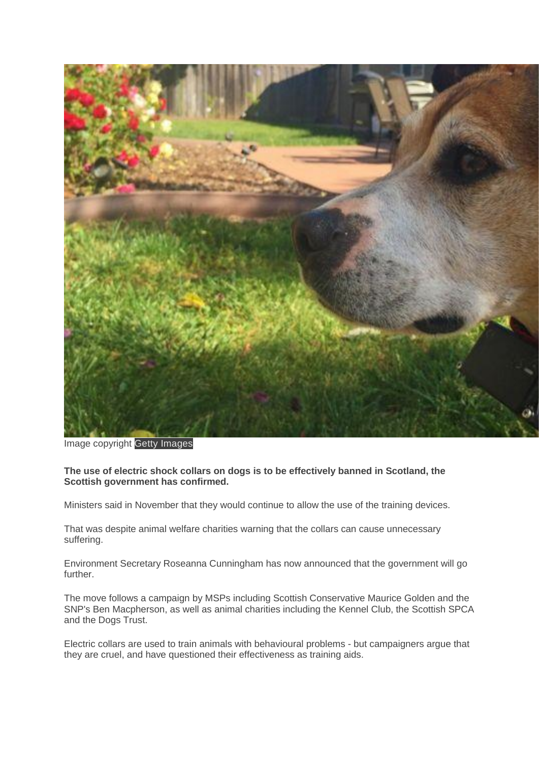Image copyright Getty Images

**The use of electric shock collars on dogs is to be effectively banned in Scotland, the Scottish government has confirmed.**

Ministers said in November that they would continue to allow the use of the training devices.

That was despite animal welfare charities warning that the collars can cause unnecessary suffering.

Environment Secretary Roseanna Cunningham has now announced that the government will go further.

The move follows a campaign by MSPs including Scottish Conservative Maurice Golden and the SNP's Ben Macpherson, as well as animal charities including the Kennel Club, the Scottish SPCA and the Dogs Trust.

Electric collars are used to train animals with behavioural problems - but campaigners argue that they are cruel, and have questioned their effectiveness as training aids.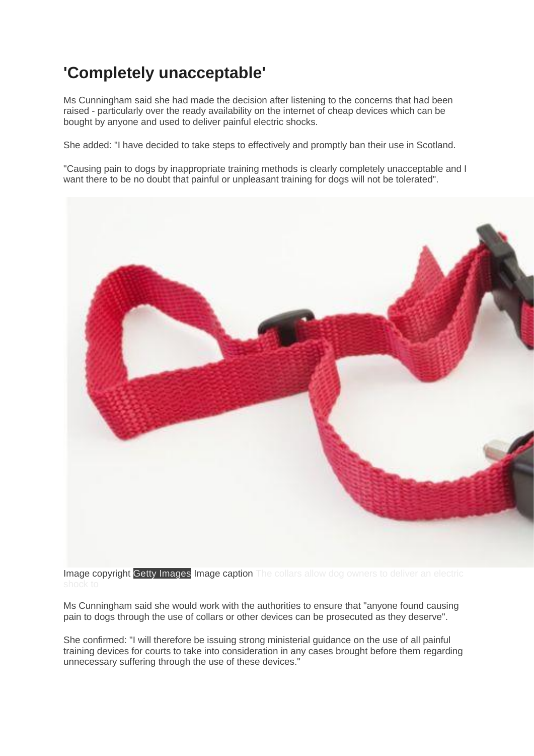## 'Completely unacceptable'

Ms Cunningham said she had made the decision after listening to the concerns that had been raised - particularly over the ready availability on the internet of cheap devices which can be bought by anyone and used to deliver painful electric shocks.

She added: "I have decided to take steps to effectively and promptly ban their use in Scotland.

"Causing pain to dogs by inappropriate training methods is clearly completely unacceptable and I want there to be no doubt that painful or unpleasant training for dogs will not be tolerated".

Image copyright Getty Images Image caption The collars allow dog owners to deliver an electric shock to

Ms Cunningham said she would work with the authorities to ensure that "anyone found causing pain to dogs through the use of collars or other devices can be prosecuted as they deserve".

She confirmed: "I will therefore be issuing strong ministerial guidance on the use of all painful training devices for courts to take into consideration in any cases brought before them regarding unnecessary suffering through the use of these devices."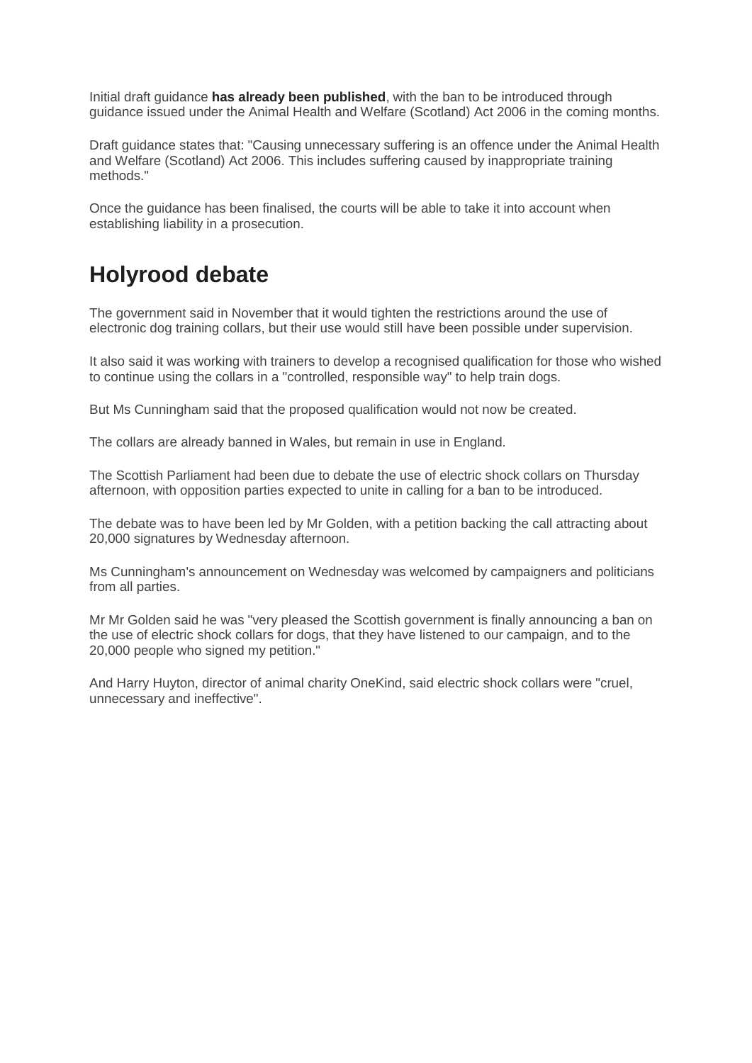Initial draft guidance **has already been published**, with the ban to be introduced through guidance issued under the Animal Health and Welfare (Scotland) Act 2006 in the coming months.

Draft guidance states that: "Causing unnecessary suffering is an offence under the Animal Health and Welfare (Scotland) Act 2006. This includes suffering caused by inappropriate training methods."

Once the guidance has been finalised, the courts will be able to take it into account when establishing liability in a prosecution.

## Holyrood debate

The government said in November that it would tighten the restrictions around the use of electronic dog training collars, but their use would still have been possible under supervision.

It also said it was working with trainers to develop a recognised qualification for those who wished to continue using the collars in a "controlled, responsible way" to help train dogs.

But Ms Cunningham said that the proposed qualification would not now be created.

The collars are already banned in Wales, but remain in use in England.

The Scottish Parliament had been due to debate the use of electric shock collars on Thursday afternoon, with opposition parties expected to unite in calling for a ban to be introduced.

The debate was to have been led by Mr Golden, with a petition backing the call attracting about 20,000 signatures by Wednesday afternoon.

Ms Cunningham's announcement on Wednesday was welcomed by campaigners and politicians from all parties.

Mr Mr Golden said he was "very pleased the Scottish government is finally announcing a ban on the use of electric shock collars for dogs, that they have listened to our campaign, and to the 20,000 people who signed my petition."

And Harry Huyton, director of animal charity OneKind, said electric shock collars were "cruel, unnecessary and ineffective".